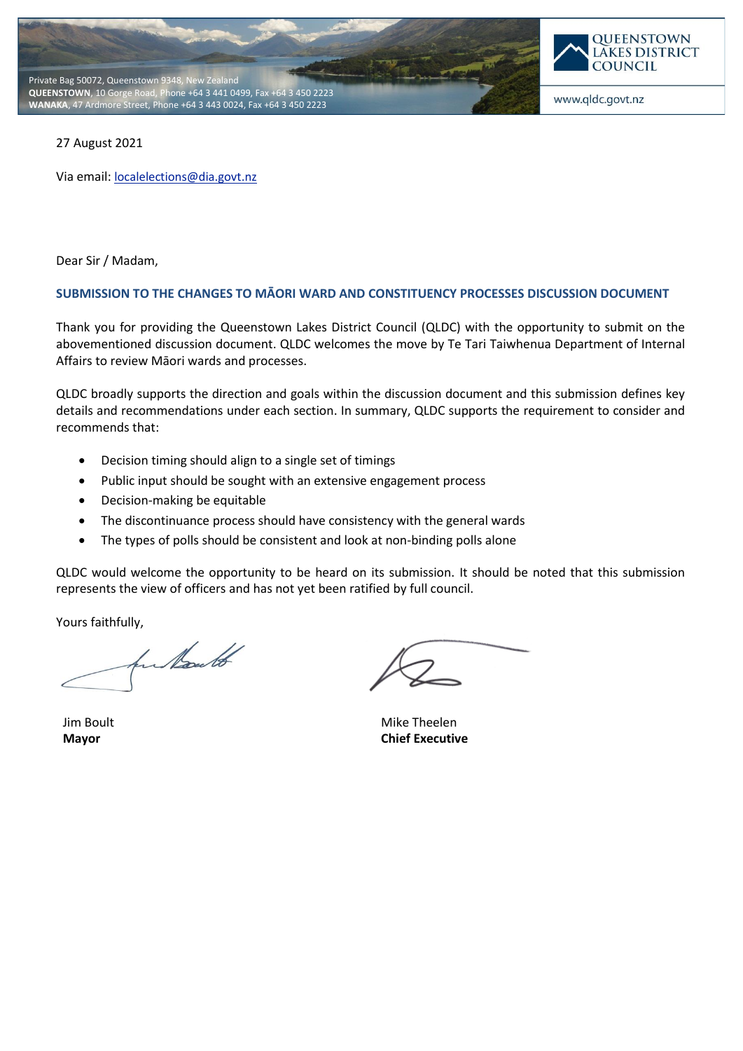Private Bag 50072, Queenstown 9348, New Zealand
**QUEENSTOWN**, 10 Gorge Road, Phone +64 3 441 0499, Fax +64 3 450 2223
**WANAKA**, 47 Ardmore Street, Phone +64 3 443 0024, Fax +64 3 450 2223

QUEENSTOWN LAKES DISTRICT COUNCIL

www.qldc.govt.nz

27 August 2021

Via email: localelections@dia.govt.nz

Dear Sir / Madam,

**SUBMISSION TO THE CHANGES TO MĀORI WARD AND CONSTITUENCY PROCESSES DISCUSSION DOCUMENT**

Thank you for providing the Queenstown Lakes District Council (QLDC) with the opportunity to submit on the abovementioned discussion document. QLDC welcomes the move by Te Tari Taiwhenua Department of Internal Affairs to review Māori wards and processes.

QLDC broadly supports the direction and goals within the discussion document and this submission defines key details and recommendations under each section. In summary, QLDC supports the requirement to consider and recommends that:

- Decision timing should align to a single set of timings
- Public input should be sought with an extensive engagement process
- Decision-making be equitable
- The discontinuance process should have consistency with the general wards
- The types of polls should be consistent and look at non-binding polls alone

QLDC would welcome the opportunity to be heard on its submission. It should be noted that this submission represents the view of officers and has not yet been ratified by full council.

Yours faithfully,

Jim Boult
**Mayor**

Mike Theelen
**Chief Executive**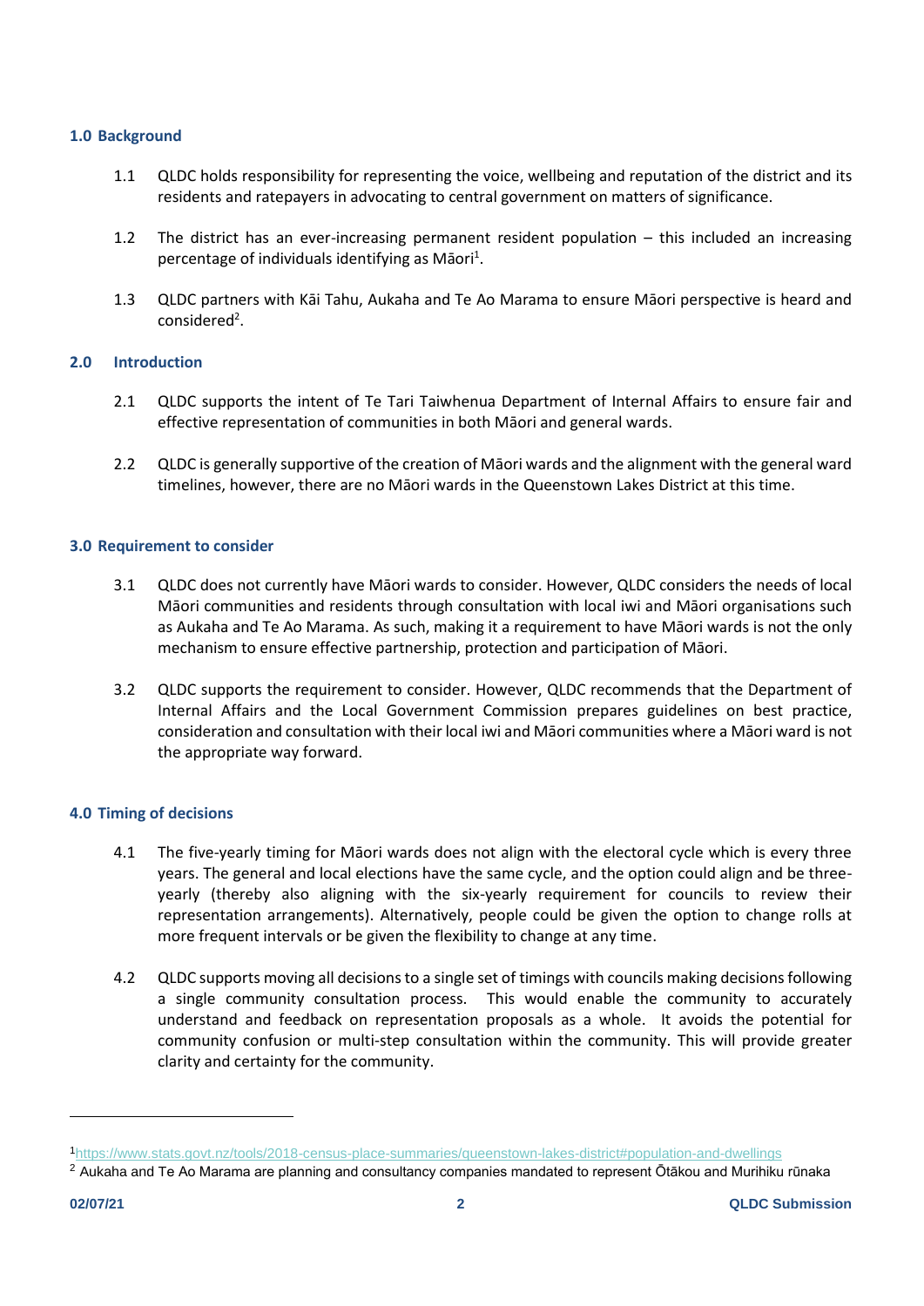## 1.0 Background

1.1 QLDC holds responsibility for representing the voice, wellbeing and reputation of the district and its residents and ratepayers in advocating to central government on matters of significance.

1.2 The district has an ever-increasing permanent resident population – this included an increasing percentage of individuals identifying as Māori[1].

1.3 QLDC partners with Kāi Tahu, Aukaha and Te Ao Marama to ensure Māori perspective is heard and considered[2].

## 2.0 Introduction

2.1 QLDC supports the intent of Te Tari Taiwhenua Department of Internal Affairs to ensure fair and effective representation of communities in both Māori and general wards.

2.2 QLDC is generally supportive of the creation of Māori wards and the alignment with the general ward timelines, however, there are no Māori wards in the Queenstown Lakes District at this time.

## 3.0 Requirement to consider

3.1 QLDC does not currently have Māori wards to consider. However, QLDC considers the needs of local Māori communities and residents through consultation with local iwi and Māori organisations such as Aukaha and Te Ao Marama. As such, making it a requirement to have Māori wards is not the only mechanism to ensure effective partnership, protection and participation of Māori.

3.2 QLDC supports the requirement to consider. However, QLDC recommends that the Department of Internal Affairs and the Local Government Commission prepares guidelines on best practice, consideration and consultation with their local iwi and Māori communities where a Māori ward is not the appropriate way forward.

## 4.0 Timing of decisions

4.1 The five-yearly timing for Māori wards does not align with the electoral cycle which is every three years. The general and local elections have the same cycle, and the option could align and be three-yearly (thereby also aligning with the six-yearly requirement for councils to review their representation arrangements). Alternatively, people could be given the option to change rolls at more frequent intervals or be given the flexibility to change at any time.

4.2 QLDC supports moving all decisions to a single set of timings with councils making decisions following a single community consultation process. This would enable the community to accurately understand and feedback on representation proposals as a whole. It avoids the potential for community confusion or multi-step consultation within the community. This will provide greater clarity and certainty for the community.

---

[1] https://www.stats.govt.nz/tools/2018-census-place-summaries/queenstown-lakes-district#population-and-dwellings

[2] Aukaha and Te Ao Marama are planning and consultancy companies mandated to represent Ōtākou and Murihiku rūnaka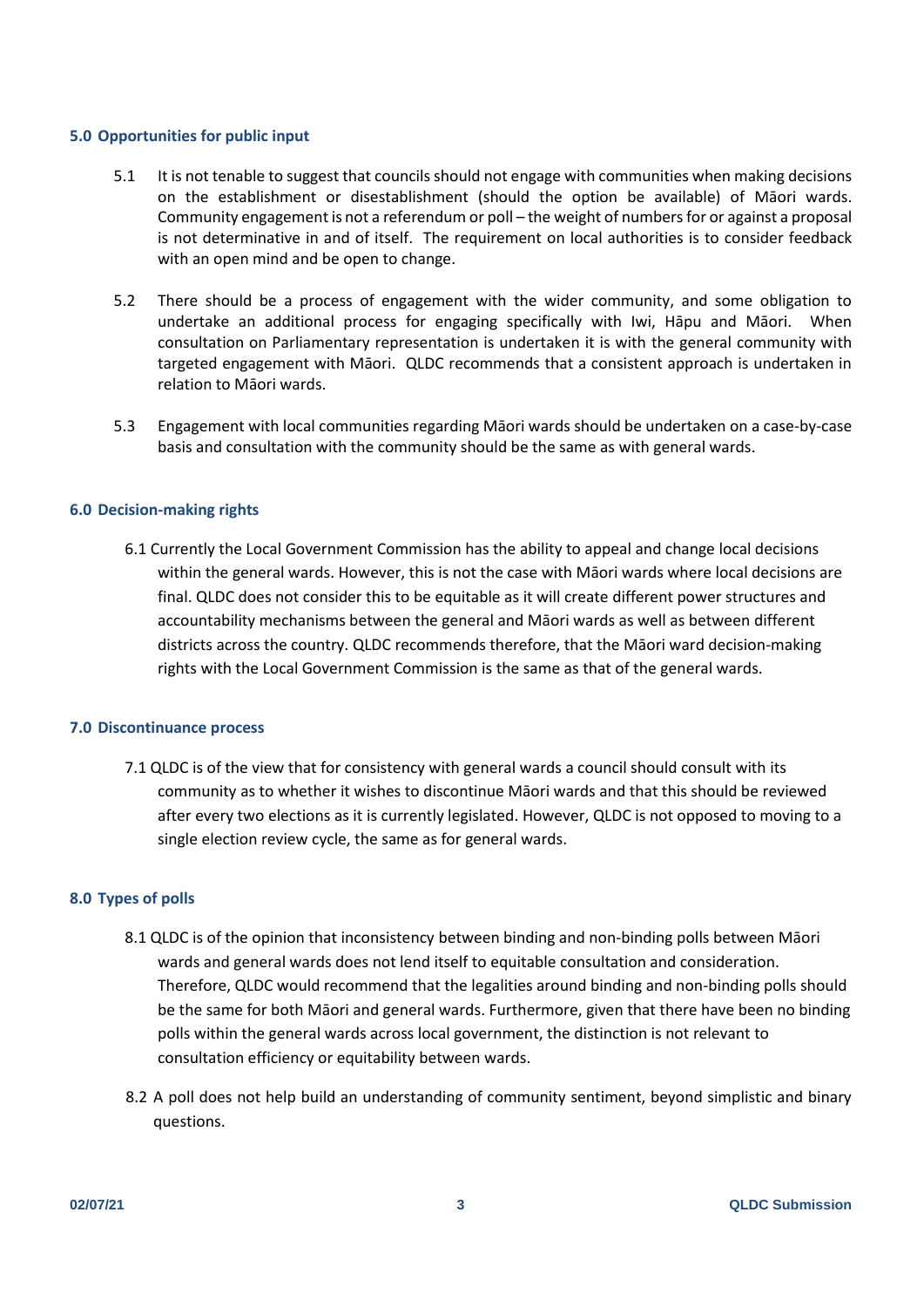## 5.0 Opportunities for public input

5.1 It is not tenable to suggest that councils should not engage with communities when making decisions on the establishment or disestablishment (should the option be available) of Māori wards. Community engagement is not a referendum or poll – the weight of numbers for or against a proposal is not determinative in and of itself. The requirement on local authorities is to consider feedback with an open mind and be open to change.

5.2 There should be a process of engagement with the wider community, and some obligation to undertake an additional process for engaging specifically with Iwi, Hāpu and Māori. When consultation on Parliamentary representation is undertaken it is with the general community with targeted engagement with Māori. QLDC recommends that a consistent approach is undertaken in relation to Māori wards.

5.3 Engagement with local communities regarding Māori wards should be undertaken on a case-by-case basis and consultation with the community should be the same as with general wards.

## 6.0 Decision-making rights

6.1 Currently the Local Government Commission has the ability to appeal and change local decisions within the general wards. However, this is not the case with Māori wards where local decisions are final. QLDC does not consider this to be equitable as it will create different power structures and accountability mechanisms between the general and Māori wards as well as between different districts across the country. QLDC recommends therefore, that the Māori ward decision-making rights with the Local Government Commission is the same as that of the general wards.

## 7.0 Discontinuance process

7.1 QLDC is of the view that for consistency with general wards a council should consult with its community as to whether it wishes to discontinue Māori wards and that this should be reviewed after every two elections as it is currently legislated. However, QLDC is not opposed to moving to a single election review cycle, the same as for general wards.

## 8.0 Types of polls

8.1 QLDC is of the opinion that inconsistency between binding and non-binding polls between Māori wards and general wards does not lend itself to equitable consultation and consideration. Therefore, QLDC would recommend that the legalities around binding and non-binding polls should be the same for both Māori and general wards. Furthermore, given that there have been no binding polls within the general wards across local government, the distinction is not relevant to consultation efficiency or equitability between wards.

8.2 A poll does not help build an understanding of community sentiment, beyond simplistic and binary questions.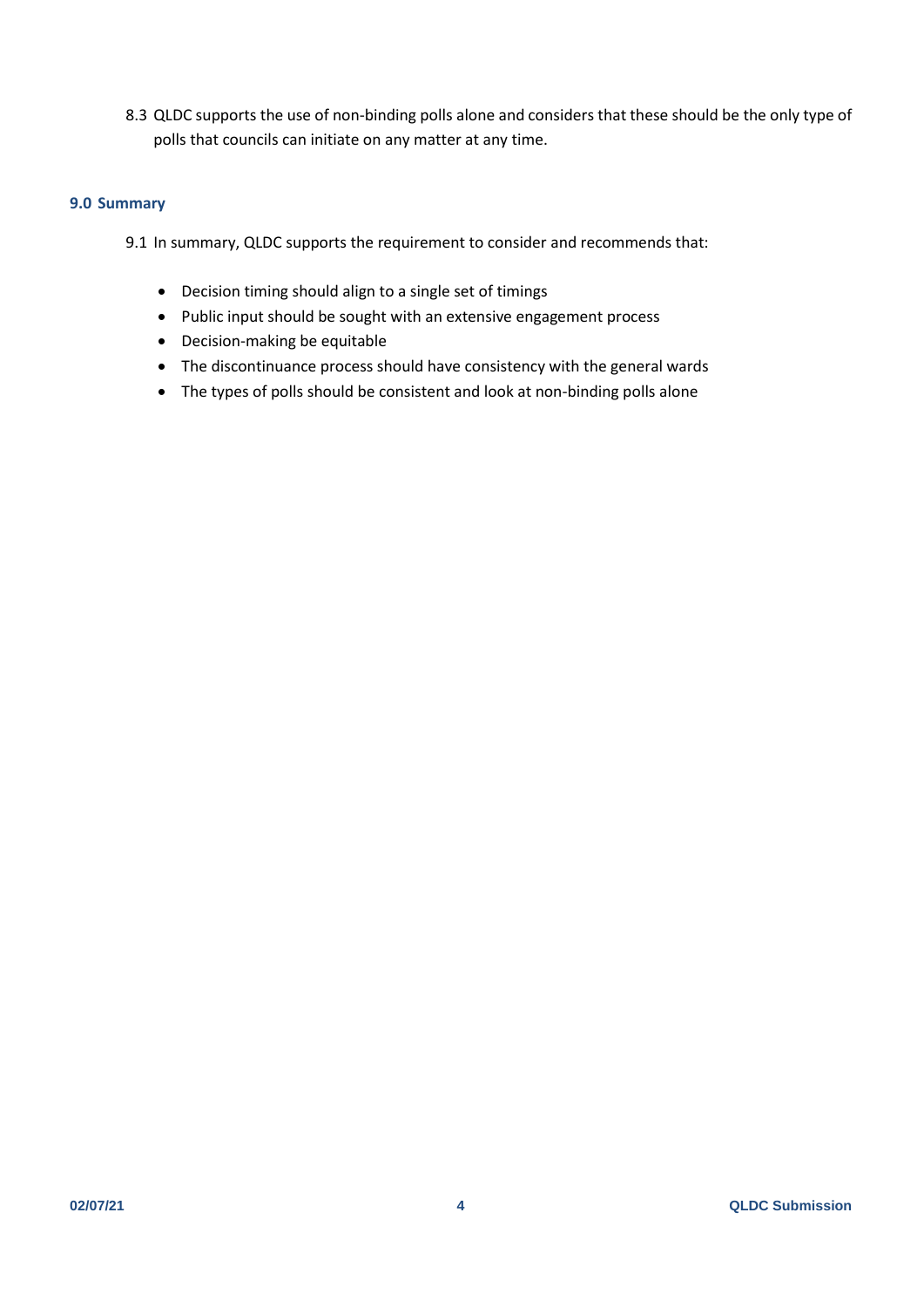8.3 QLDC supports the use of non-binding polls alone and considers that these should be the only type of polls that councils can initiate on any matter at any time.

### 9.0 Summary

9.1 In summary, QLDC supports the requirement to consider and recommends that:

- Decision timing should align to a single set of timings
- Public input should be sought with an extensive engagement process
- Decision-making be equitable
- The discontinuance process should have consistency with the general wards
- The types of polls should be consistent and look at non-binding polls alone